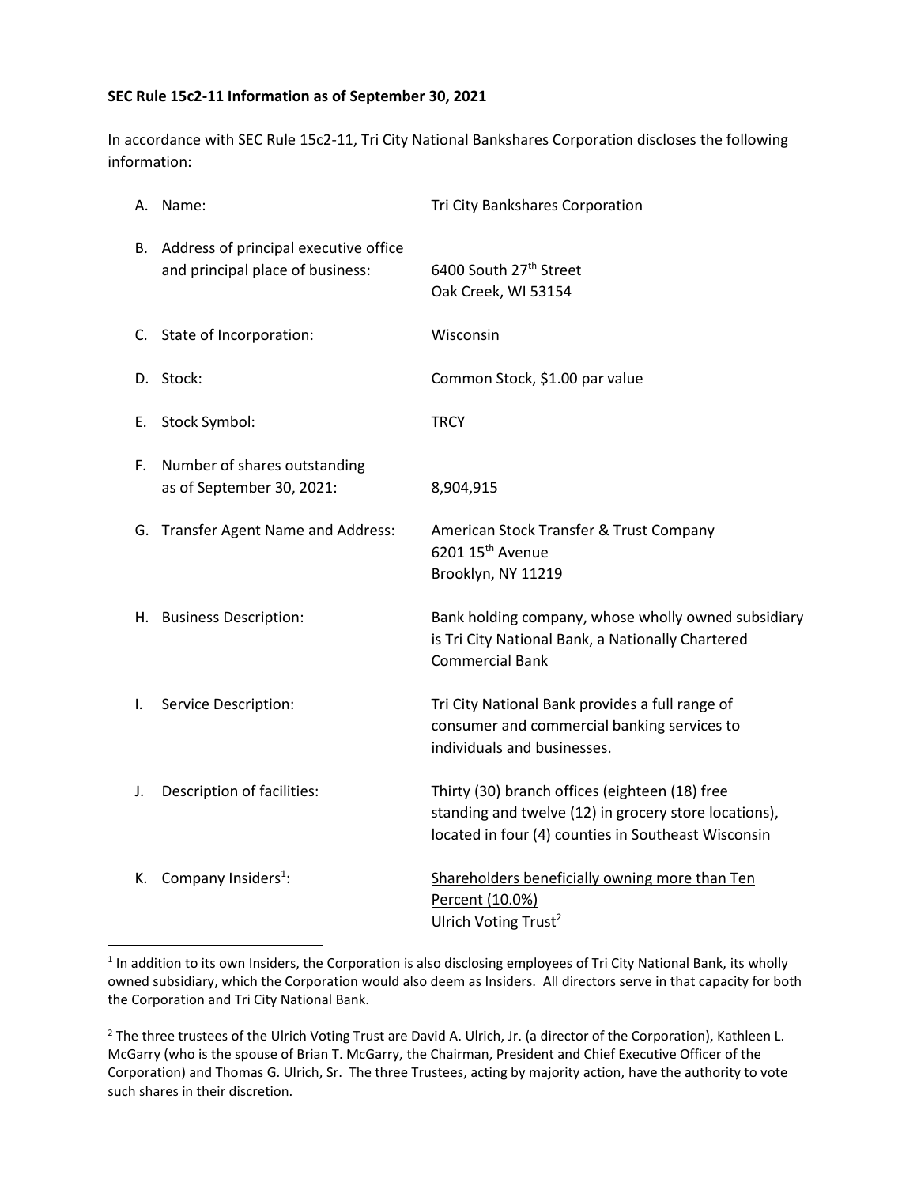**SEC Rule 15c2-11 Information as of September 30, 2021**

In accordance with SEC Rule 15c2-11, Tri City National Bankshares Corporation discloses the following information:

| | | |
|---|---|---|
| A. | Name: | Tri City Bankshares Corporation |
| B. | Address of principal executive office and principal place of business: | 6400 South 27th Street<br>Oak Creek, WI 53154 |
| C. | State of Incorporation: | Wisconsin |
| D. | Stock: | Common Stock, $1.00 par value |
| E. | Stock Symbol: | TRCY |
| F. | Number of shares outstanding as of September 30, 2021: | 8,904,915 |
| G. | Transfer Agent Name and Address: | American Stock Transfer & Trust Company<br>6201 15th Avenue<br>Brooklyn, NY 11219 |
| H. | Business Description: | Bank holding company, whose wholly owned subsidiary is Tri City National Bank, a Nationally Chartered Commercial Bank |
| I. | Service Description: | Tri City National Bank provides a full range of consumer and commercial banking services to individuals and businesses. |
| J. | Description of facilities: | Thirty (30) branch offices (eighteen (18) free standing and twelve (12) in grocery store locations), located in four (4) counties in Southeast Wisconsin |
| K. | Company Insiders[1]: | Shareholders beneficially owning more than Ten Percent (10.0%)<br>Ulrich Voting Trust[2] |

[1] In addition to its own Insiders, the Corporation is also disclosing employees of Tri City National Bank, its wholly owned subsidiary, which the Corporation would also deem as Insiders. All directors serve in that capacity for both the Corporation and Tri City National Bank.

[2] The three trustees of the Ulrich Voting Trust are David A. Ulrich, Jr. (a director of the Corporation), Kathleen L. McGarry (who is the spouse of Brian T. McGarry, the Chairman, President and Chief Executive Officer of the Corporation) and Thomas G. Ulrich, Sr. The three Trustees, acting by majority action, have the authority to vote such shares in their discretion.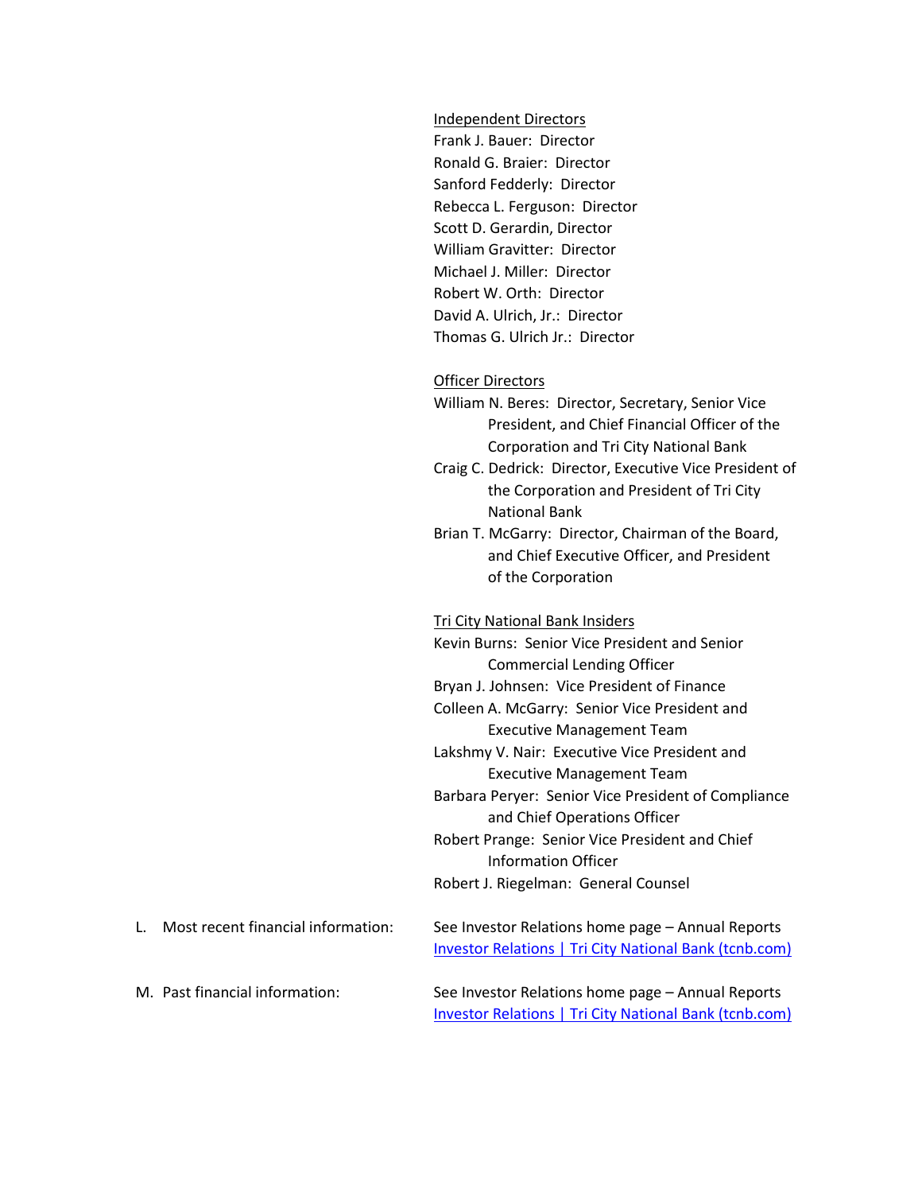Independent Directors

Frank J. Bauer: Director
Ronald G. Braier: Director
Sanford Fedderly: Director
Rebecca L. Ferguson: Director
Scott D. Gerardin, Director
William Gravitter: Director
Michael J. Miller: Director
Robert W. Orth: Director
David A. Ulrich, Jr.: Director
Thomas G. Ulrich Jr.: Director

Officer Directors

William N. Beres: Director, Secretary, Senior Vice President, and Chief Financial Officer of the Corporation and Tri City National Bank
Craig C. Dedrick: Director, Executive Vice President of the Corporation and President of Tri City National Bank
Brian T. McGarry: Director, Chairman of the Board, and Chief Executive Officer, and President of the Corporation

Tri City National Bank Insiders

Kevin Burns: Senior Vice President and Senior Commercial Lending Officer
Bryan J. Johnsen: Vice President of Finance
Colleen A. McGarry: Senior Vice President and Executive Management Team
Lakshmy V. Nair: Executive Vice President and Executive Management Team
Barbara Peryer: Senior Vice President of Compliance and Chief Operations Officer
Robert Prange: Senior Vice President and Chief Information Officer
Robert J. Riegelman: General Counsel

L. Most recent financial information: See Investor Relations home page – Annual Reports [Investor Relations | Tri City National Bank (tcnb.com)]

M. Past financial information: See Investor Relations home page – Annual Reports [Investor Relations | Tri City National Bank (tcnb.com)]